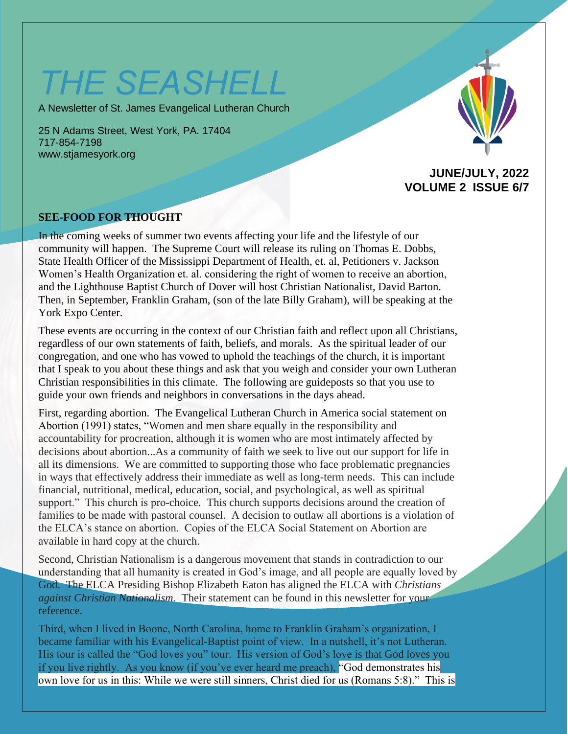# THE SEASHELL

A Newsletter of St. James Evangelical Lutheran Church

25 N Adams Street, West York, PA. 17404
717-854-7198
www.stjamesyork.org

**JUNE/JULY, 2022**
**VOLUME 2 ISSUE 6/7**

## SEE-FOOD FOR THOUGHT

In the coming weeks of summer two events affecting your life and the lifestyle of our community will happen. The Supreme Court will release its ruling on Thomas E. Dobbs, State Health Officer of the Mississippi Department of Health, et. al, Petitioners v. Jackson Women's Health Organization et. al. considering the right of women to receive an abortion, and the Lighthouse Baptist Church of Dover will host Christian Nationalist, David Barton. Then, in September, Franklin Graham, (son of the late Billy Graham), will be speaking at the York Expo Center.

These events are occurring in the context of our Christian faith and reflect upon all Christians, regardless of our own statements of faith, beliefs, and morals. As the spiritual leader of our congregation, and one who has vowed to uphold the teachings of the church, it is important that I speak to you about these things and ask that you weigh and consider your own Lutheran Christian responsibilities in this climate. The following are guideposts so that you use to guide your own friends and neighbors in conversations in the days ahead.

First, regarding abortion. The Evangelical Lutheran Church in America social statement on Abortion (1991) states, "Women and men share equally in the responsibility and accountability for procreation, although it is women who are most intimately affected by decisions about abortion...As a community of faith we seek to live out our support for life in all its dimensions. We are committed to supporting those who face problematic pregnancies in ways that effectively address their immediate as well as long-term needs. This can include financial, nutritional, medical, education, social, and psychological, as well as spiritual support." This church is pro-choice. This church supports decisions around the creation of families to be made with pastoral counsel. A decision to outlaw all abortions is a violation of the ELCA's stance on abortion. Copies of the ELCA Social Statement on Abortion are available in hard copy at the church.

Second, Christian Nationalism is a dangerous movement that stands in contradiction to our understanding that all humanity is created in God's image, and all people are equally loved by God. The ELCA Presiding Bishop Elizabeth Eaton has aligned the ELCA with *Christians against Christian Nationalism*. Their statement can be found in this newsletter for your reference.

Third, when I lived in Boone, North Carolina, home to Franklin Graham's organization, I became familiar with his Evangelical-Baptist point of view. In a nutshell, it's not Lutheran. His tour is called the "God loves you" tour. His version of God's love is that God loves you if you live rightly. As you know (if you've ever heard me preach), "God demonstrates his own love for us in this: While we were still sinners, Christ died for us (Romans 5:8)." This is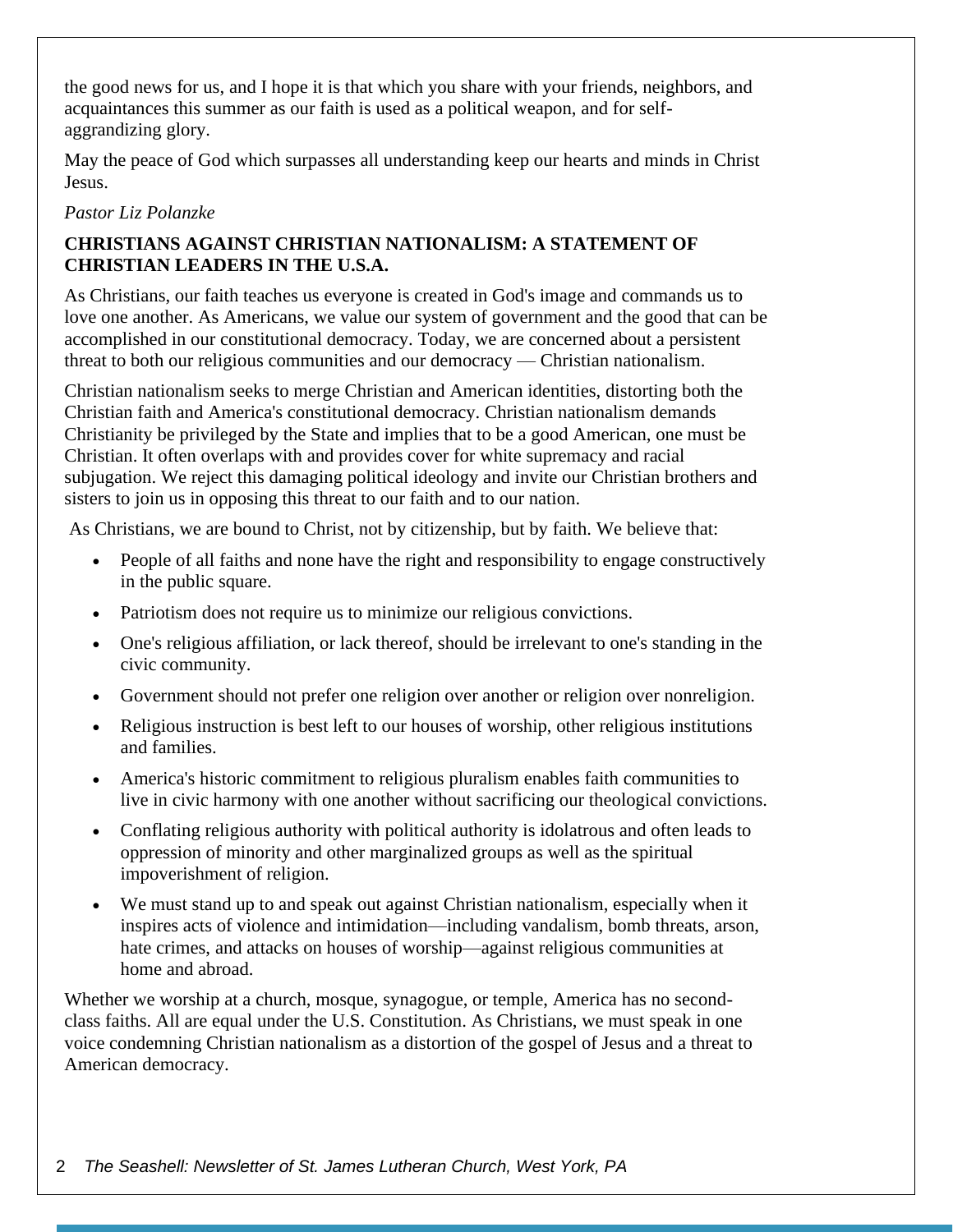the good news for us, and I hope it is that which you share with your friends, neighbors, and acquaintances this summer as our faith is used as a political weapon, and for self-aggrandizing glory.

May the peace of God which surpasses all understanding keep our hearts and minds in Christ Jesus.

*Pastor Liz Polanzke*

**CHRISTIANS AGAINST CHRISTIAN NATIONALISM: A STATEMENT OF CHRISTIAN LEADERS IN THE U.S.A.**

As Christians, our faith teaches us everyone is created in God's image and commands us to love one another. As Americans, we value our system of government and the good that can be accomplished in our constitutional democracy. Today, we are concerned about a persistent threat to both our religious communities and our democracy — Christian nationalism.

Christian nationalism seeks to merge Christian and American identities, distorting both the Christian faith and America's constitutional democracy. Christian nationalism demands Christianity be privileged by the State and implies that to be a good American, one must be Christian. It often overlaps with and provides cover for white supremacy and racial subjugation. We reject this damaging political ideology and invite our Christian brothers and sisters to join us in opposing this threat to our faith and to our nation.

As Christians, we are bound to Christ, not by citizenship, but by faith. We believe that:

- People of all faiths and none have the right and responsibility to engage constructively in the public square.
- Patriotism does not require us to minimize our religious convictions.
- One's religious affiliation, or lack thereof, should be irrelevant to one's standing in the civic community.
- Government should not prefer one religion over another or religion over nonreligion.
- Religious instruction is best left to our houses of worship, other religious institutions and families.
- America's historic commitment to religious pluralism enables faith communities to live in civic harmony with one another without sacrificing our theological convictions.
- Conflating religious authority with political authority is idolatrous and often leads to oppression of minority and other marginalized groups as well as the spiritual impoverishment of religion.
- We must stand up to and speak out against Christian nationalism, especially when it inspires acts of violence and intimidation—including vandalism, bomb threats, arson, hate crimes, and attacks on houses of worship—against religious communities at home and abroad.

Whether we worship at a church, mosque, synagogue, or temple, America has no second-class faiths. All are equal under the U.S. Constitution. As Christians, we must speak in one voice condemning Christian nationalism as a distortion of the gospel of Jesus and a threat to American democracy.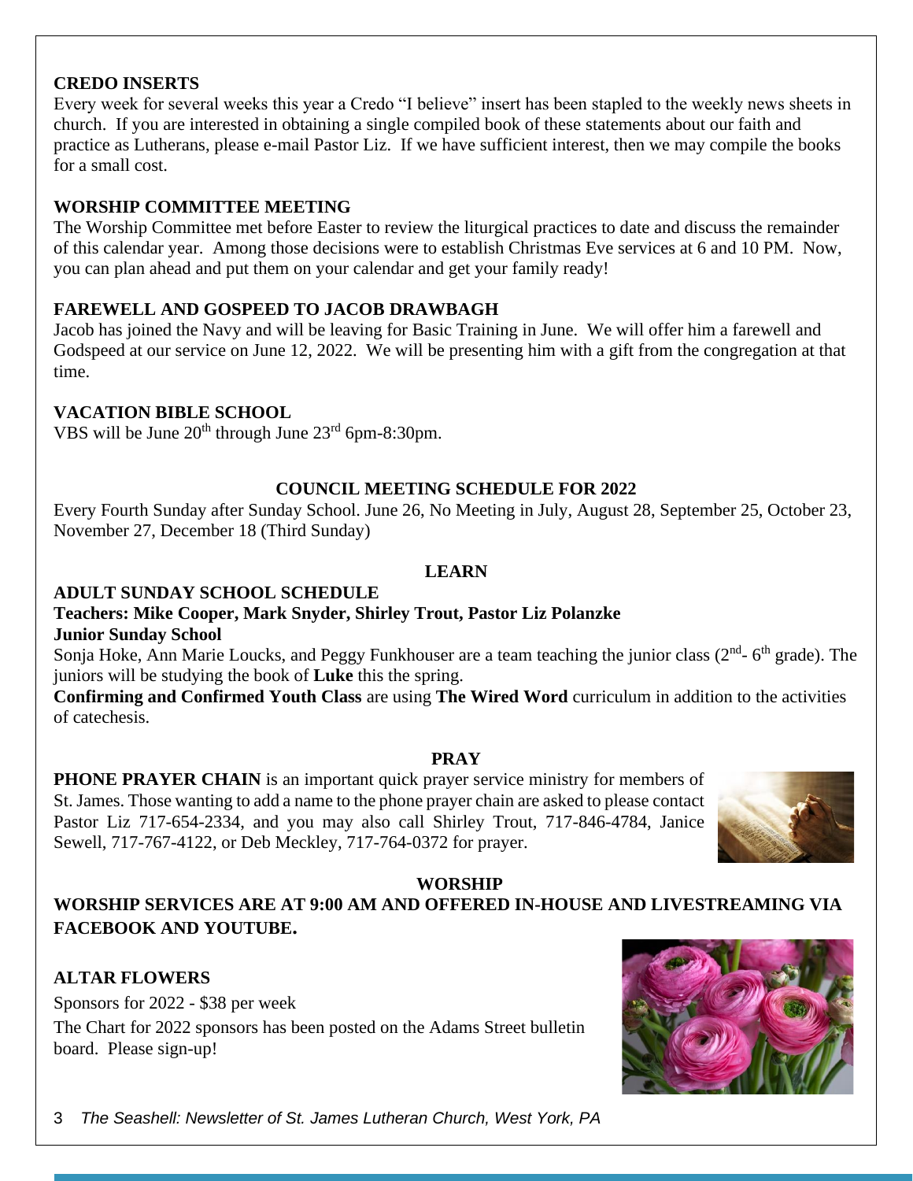**CREDO INSERTS**

Every week for several weeks this year a Credo "I believe" insert has been stapled to the weekly news sheets in church. If you are interested in obtaining a single compiled book of these statements about our faith and practice as Lutherans, please e-mail Pastor Liz. If we have sufficient interest, then we may compile the books for a small cost.

**WORSHIP COMMITTEE MEETING**

The Worship Committee met before Easter to review the liturgical practices to date and discuss the remainder of this calendar year. Among those decisions were to establish Christmas Eve services at 6 and 10 PM. Now, you can plan ahead and put them on your calendar and get your family ready!

**FAREWELL AND GOSPEED TO JACOB DRAWBAGH**

Jacob has joined the Navy and will be leaving for Basic Training in June. We will offer him a farewell and Godspeed at our service on June 12, 2022. We will be presenting him with a gift from the congregation at that time.

**VACATION BIBLE SCHOOL**

VBS will be June 20th through June 23rd 6pm-8:30pm.

**COUNCIL MEETING SCHEDULE FOR 2022**

Every Fourth Sunday after Sunday School. June 26, No Meeting in July, August 28, September 25, October 23, November 27, December 18 (Third Sunday)

## LEARN

**ADULT SUNDAY SCHOOL SCHEDULE**

**Teachers: Mike Cooper, Mark Snyder, Shirley Trout, Pastor Liz Polanzke**

**Junior Sunday School**

Sonja Hoke, Ann Marie Loucks, and Peggy Funkhouser are a team teaching the junior class (2nd- 6th grade). The juniors will be studying the book of **Luke** this the spring.

**Confirming and Confirmed Youth Class** are using **The Wired Word** curriculum in addition to the activities of catechesis.

## PRAY

**PHONE PRAYER CHAIN** is an important quick prayer service ministry for members of St. James. Those wanting to add a name to the phone prayer chain are asked to please contact Pastor Liz 717-654-2334, and you may also call Shirley Trout, 717-846-4784, Janice Sewell, 717-767-4122, or Deb Meckley, 717-764-0372 for prayer.

## WORSHIP

**WORSHIP SERVICES ARE AT 9:00 AM AND OFFERED IN-HOUSE AND LIVESTREAMING VIA FACEBOOK AND YOUTUBE.**

**ALTAR FLOWERS**

Sponsors for 2022 - $38 per week

The Chart for 2022 sponsors has been posted on the Adams Street bulletin board. Please sign-up!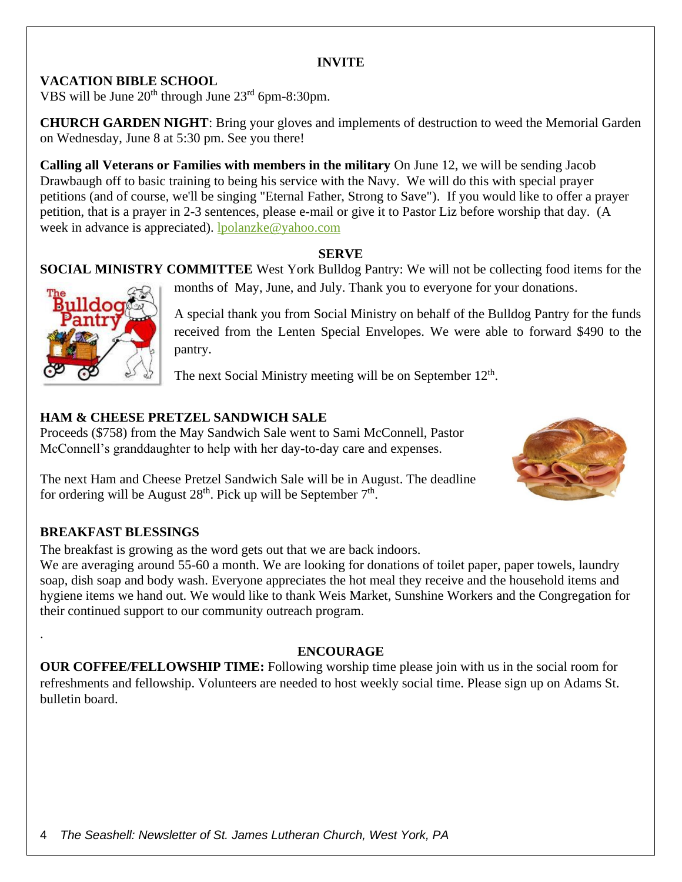## INVITE

**VACATION BIBLE SCHOOL**

VBS will be June 20th through June 23rd 6pm-8:30pm.

**CHURCH GARDEN NIGHT**: Bring your gloves and implements of destruction to weed the Memorial Garden on Wednesday, June 8 at 5:30 pm. See you there!

**Calling all Veterans or Families with members in the military** On June 12, we will be sending Jacob Drawbaugh off to basic training to being his service with the Navy. We will do this with special prayer petitions (and of course, we'll be singing "Eternal Father, Strong to Save"). If you would like to offer a prayer petition, that is a prayer in 2-3 sentences, please e-mail or give it to Pastor Liz before worship that day. (A week in advance is appreciated). lpolanzke@yahoo.com

## SERVE

**SOCIAL MINISTRY COMMITTEE** West York Bulldog Pantry: We will not be collecting food items for the months of May, June, and July. Thank you to everyone for your donations.

A special thank you from Social Ministry on behalf of the Bulldog Pantry for the funds received from the Lenten Special Envelopes. We were able to forward $490 to the pantry.

The next Social Ministry meeting will be on September 12th.

**HAM & CHEESE PRETZEL SANDWICH SALE**

Proceeds ($758) from the May Sandwich Sale went to Sami McConnell, Pastor McConnell's granddaughter to help with her day-to-day care and expenses.

The next Ham and Cheese Pretzel Sandwich Sale will be in August. The deadline for ordering will be August 28th. Pick up will be September 7th.

**BREAKFAST BLESSINGS**

The breakfast is growing as the word gets out that we are back indoors.
We are averaging around 55-60 a month. We are looking for donations of toilet paper, paper towels, laundry soap, dish soap and body wash. Everyone appreciates the hot meal they receive and the household items and hygiene items we hand out. We would like to thank Weis Market, Sunshine Workers and the Congregation for their continued support to our community outreach program.

## ENCOURAGE

**OUR COFFEE/FELLOWSHIP TIME:** Following worship time please join with us in the social room for refreshments and fellowship. Volunteers are needed to host weekly social time. Please sign up on Adams St. bulletin board.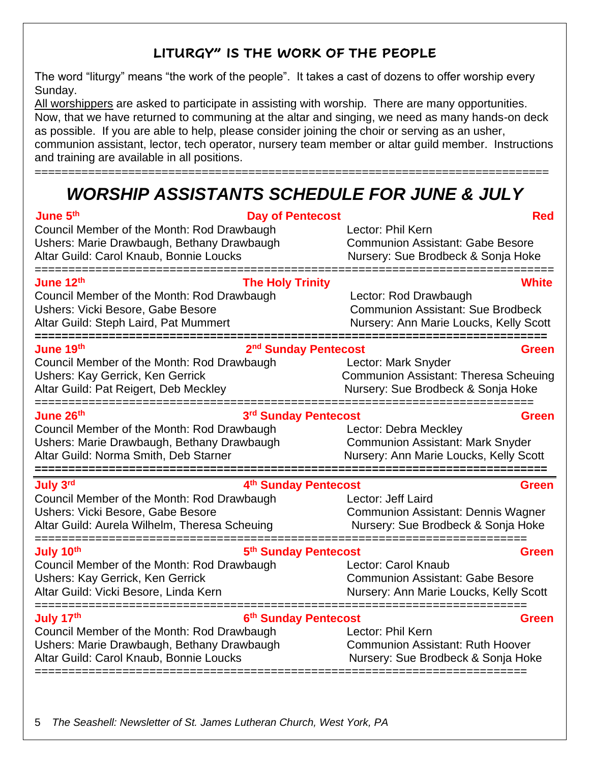## LITURGY" IS THE WORK OF THE PEOPLE

The word "liturgy" means "the work of the people". It takes a cast of dozens to offer worship every Sunday.

All worshippers are asked to participate in assisting with worship. There are many opportunities. Now, that we have returned to communing at the altar and singing, we need as many hands-on deck as possible. If you are able to help, please consider joining the choir or serving as an usher, communion assistant, lector, tech operator, nursery team member or altar guild member. Instructions and training are available in all positions.

---

# *WORSHIP ASSISTANTS SCHEDULE FOR JUNE & JULY*

**June 5th** **Day of Pentecost** **Red**

Council Member of the Month: Rod Drawbaugh
Ushers: Marie Drawbaugh, Bethany Drawbaugh
Altar Guild: Carol Knaub, Bonnie Loucks
Lector: Phil Kern
Communion Assistant: Gabe Besore
Nursery: Sue Brodbeck & Sonja Hoke

---

**June 12th** **The Holy Trinity** **White**

Council Member of the Month: Rod Drawbaugh
Ushers: Vicki Besore, Gabe Besore
Altar Guild: Steph Laird, Pat Mummert
Lector: Rod Drawbaugh
Communion Assistant: Sue Brodbeck
Nursery: Ann Marie Loucks, Kelly Scott

---

**June 19th** **2nd Sunday Pentecost** **Green**

Council Member of the Month: Rod Drawbaugh
Ushers: Kay Gerrick, Ken Gerrick
Altar Guild: Pat Reigert, Deb Meckley
Lector: Mark Snyder
Communion Assistant: Theresa Scheuing
Nursery: Sue Brodbeck & Sonja Hoke

---

**June 26th** **3rd Sunday Pentecost** **Green**

Council Member of the Month: Rod Drawbaugh
Ushers: Marie Drawbaugh, Bethany Drawbaugh
Altar Guild: Norma Smith, Deb Starner
Lector: Debra Meckley
Communion Assistant: Mark Snyder
Nursery: Ann Marie Loucks, Kelly Scott

---

**July 3rd** **4th Sunday Pentecost** **Green**

Council Member of the Month: Rod Drawbaugh
Ushers: Vicki Besore, Gabe Besore
Altar Guild: Aurela Wilhelm, Theresa Scheuing
Lector: Jeff Laird
Communion Assistant: Dennis Wagner
Nursery: Sue Brodbeck & Sonja Hoke

---

**July 10th** **5th Sunday Pentecost** **Green**

Council Member of the Month: Rod Drawbaugh
Ushers: Kay Gerrick, Ken Gerrick
Altar Guild: Vicki Besore, Linda Kern
Lector: Carol Knaub
Communion Assistant: Gabe Besore
Nursery: Ann Marie Loucks, Kelly Scott

---

**July 17th** **6th Sunday Pentecost** **Green**

Council Member of the Month: Rod Drawbaugh
Ushers: Marie Drawbaugh, Bethany Drawbaugh
Altar Guild: Carol Knaub, Bonnie Loucks
Lector: Phil Kern
Communion Assistant: Ruth Hoover
Nursery: Sue Brodbeck & Sonja Hoke

---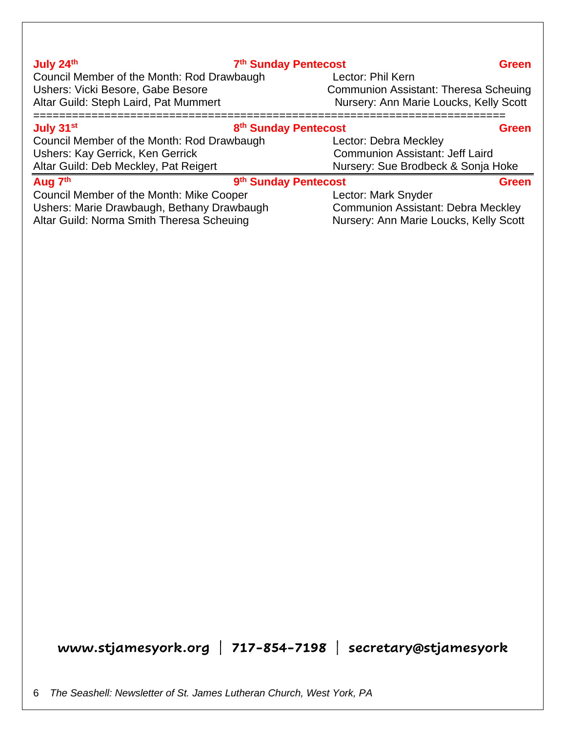**July 24th** **7th Sunday Pentecost** **Green**

Council Member of the Month: Rod Drawbaugh
Ushers: Vicki Besore, Gabe Besore
Altar Guild: Steph Laird, Pat Mummert

Lector: Phil Kern
Communion Assistant: Theresa Scheuing
Nursery: Ann Marie Loucks, Kelly Scott

======================================================================

**July 31st** **8th Sunday Pentecost** **Green**

Council Member of the Month: Rod Drawbaugh
Ushers: Kay Gerrick, Ken Gerrick
Altar Guild: Deb Meckley, Pat Reigert

Lector: Debra Meckley
Communion Assistant: Jeff Laird
Nursery: Sue Brodbeck & Sonja Hoke

---

**Aug 7th** **9th Sunday Pentecost** **Green**

Council Member of the Month: Mike Cooper
Ushers: Marie Drawbaugh, Bethany Drawbaugh
Altar Guild: Norma Smith Theresa Scheuing

Lector: Mark Snyder
Communion Assistant: Debra Meckley
Nursery: Ann Marie Loucks, Kelly Scott

**www.stjamesyork.org | 717-854-7198 | secretary@stjamesyork**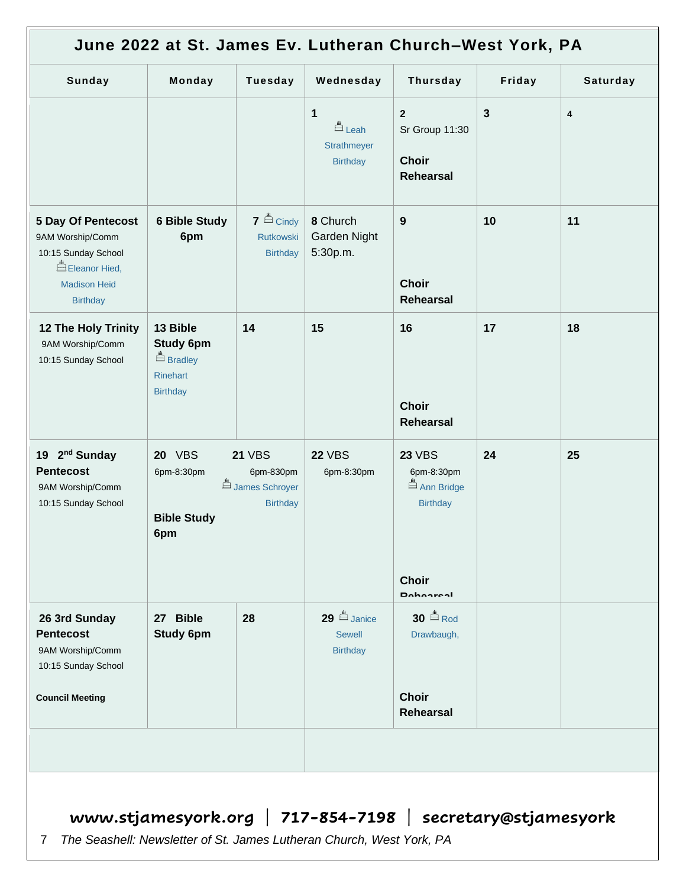# June 2022 at St. James Ev. Lutheran Church–West York, PA

| Sunday | Monday | Tuesday | Wednesday | Thursday | Friday | Saturday |
|---|---|---|---|---|---|---|
| | | | **1** Leah Strathmeyer Birthday | **2** Sr Group 11:30 **Choir Rehearsal** | **3** | **4** |
| **5 Day Of Pentecost** 9AM Worship/Comm 10:15 Sunday School Eleanor Hied, Madison Heid Birthday | **6 Bible Study 6pm** | **7** Cindy Rutkowski Birthday | **8** Church Garden Night 5:30p.m. | **9** **Choir Rehearsal** | **10** | **11** |
| **12 The Holy Trinity** 9AM Worship/Comm 10:15 Sunday School | **13 Bible Study 6pm** Bradley Rinehart Birthday | **14** | **15** | **16** **Choir Rehearsal** | **17** | **18** |
| **19 2nd Sunday Pentecost** 9AM Worship/Comm 10:15 Sunday School | **20** VBS 6pm-8:30pm **Bible Study 6pm** | **21** VBS 6pm-830pm James Schroyer Birthday | **22** VBS 6pm-8:30pm | **23** VBS 6pm-8:30pm Ann Bridge Birthday **Choir Rehearsal** | **24** | **25** |
| **26 3rd Sunday Pentecost** 9AM Worship/Comm 10:15 Sunday School **Council Meeting** | **27 Bible Study 6pm** | **28** | **29** Janice Sewell Birthday | **30** Rod Drawbaugh, **Choir Rehearsal** | | |

**www.stjamesyork.org | 717-854-7198 | secretary@stjamesyork**

*The Seashell: Newsletter of St. James Lutheran Church, West York, PA*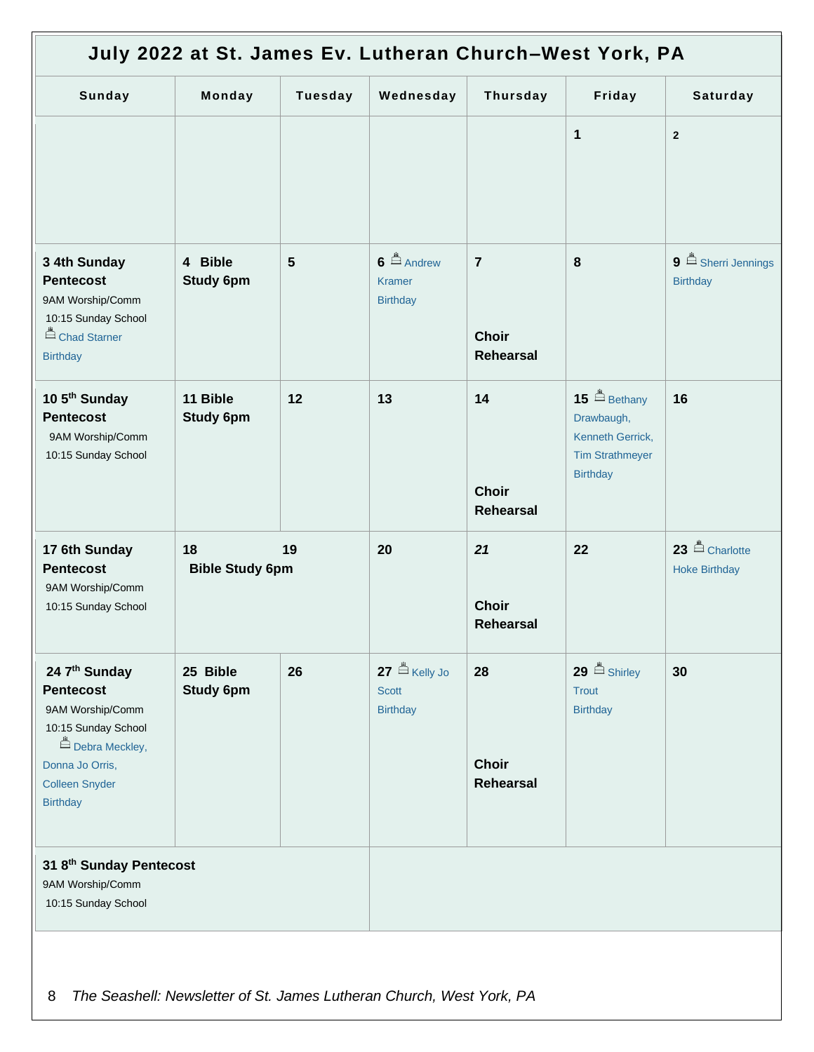# July 2022 at St. James Ev. Lutheran Church–West York, PA

| Sunday | Monday | Tuesday | Wednesday | Thursday | Friday | Saturday |
|---|---|---|---|---|---|---|
| | | | | | **1** | **2** |
| **3 4th Sunday Pentecost**<br>9AM Worship/Comm<br>10:15 Sunday School<br>Chad Starner Birthday | **4 Bible Study 6pm** | **5** | **6** Andrew Kramer Birthday | **7**<br>**Choir Rehearsal** | **8** | **9** Sherri Jennings Birthday |
| **10 5th Sunday Pentecost**<br>9AM Worship/Comm<br>10:15 Sunday School | **11 Bible Study 6pm** | **12** | **13** | **14**<br>**Choir Rehearsal** | **15** Bethany Drawbaugh, Kenneth Gerrick, Tim Strathmeyer Birthday | **16** |
| **17 6th Sunday Pentecost**<br>9AM Worship/Comm<br>10:15 Sunday School | **18**<br>**Bible Study 6pm** | **19** | **20** | ***21***<br>**Choir Rehearsal** | **22** | **23** Charlotte Hoke Birthday |
| **24 7th Sunday Pentecost**<br>9AM Worship/Comm<br>10:15 Sunday School<br>Debra Meckley, Donna Jo Orris, Colleen Snyder Birthday | **25 Bible Study 6pm** | **26** | **27** Kelly Jo Scott Birthday | **28**<br>**Choir Rehearsal** | **29** Shirley Trout Birthday | **30** |
| **31 8th Sunday Pentecost**<br>9AM Worship/Comm<br>10:15 Sunday School | | | | | | |

*The Seashell: Newsletter of St. James Lutheran Church, West York, PA*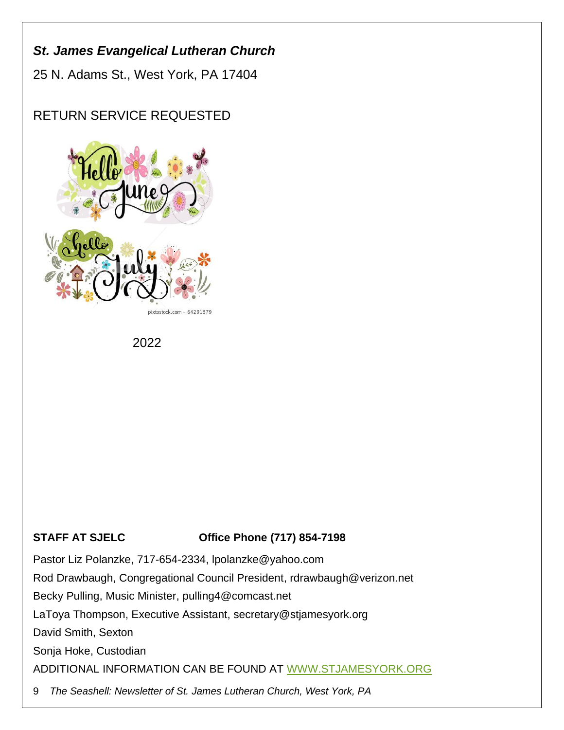***St. James Evangelical Lutheran Church***

25 N. Adams St., West York, PA 17404

RETURN SERVICE REQUESTED

pixtastock.com - 64291379

2022

**STAFF AT SJELC** **Office Phone (717) 854-7198**

Pastor Liz Polanzke, 717-654-2334, lpolanzke@yahoo.com

Rod Drawbaugh, Congregational Council President, rdrawbaugh@verizon.net

Becky Pulling, Music Minister, pulling4@comcast.net

LaToya Thompson, Executive Assistant, secretary@stjamesyork.org

David Smith, Sexton

Sonja Hoke, Custodian

ADDITIONAL INFORMATION CAN BE FOUND AT WWW.STJAMESYORK.ORG